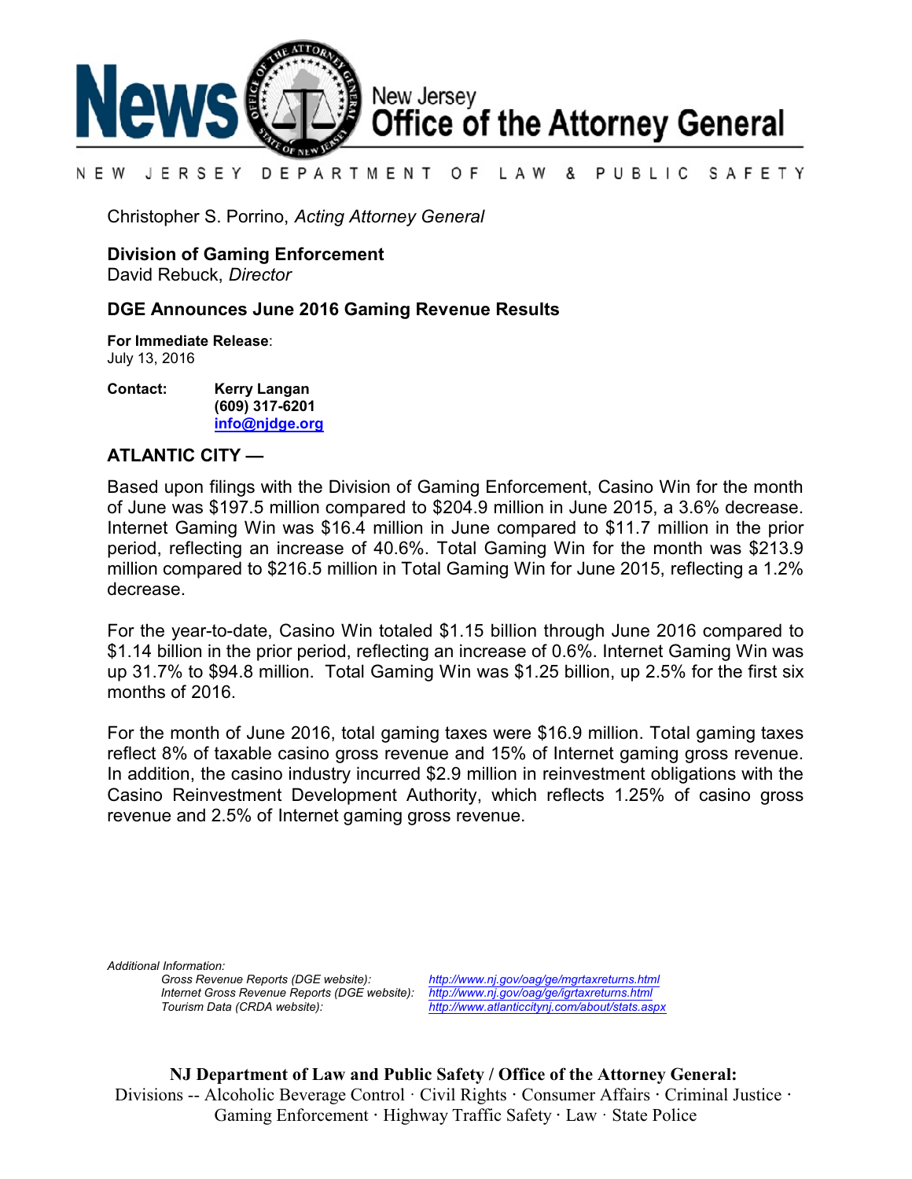# News

New Jersey
**Office of the Attorney General**

NEW JERSEY DEPARTMENT OF LAW & PUBLIC SAFETY

Christopher S. Porrino, *Acting Attorney General*

**Division of Gaming Enforcement**
David Rebuck, *Director*

## DGE Announces June 2016 Gaming Revenue Results

**For Immediate Release**:
July 13, 2016

**Contact:** **Kerry Langan**
**(609) 317-6201**
**info@njdge.org**

**ATLANTIC CITY —**

Based upon filings with the Division of Gaming Enforcement, Casino Win for the month of June was $197.5 million compared to $204.9 million in June 2015, a 3.6% decrease. Internet Gaming Win was $16.4 million in June compared to $11.7 million in the prior period, reflecting an increase of 40.6%. Total Gaming Win for the month was $213.9 million compared to $216.5 million in Total Gaming Win for June 2015, reflecting a 1.2% decrease.

For the year-to-date, Casino Win totaled $1.15 billion through June 2016 compared to $1.14 billion in the prior period, reflecting an increase of 0.6%. Internet Gaming Win was up 31.7% to $94.8 million. Total Gaming Win was $1.25 billion, up 2.5% for the first six months of 2016.

For the month of June 2016, total gaming taxes were $16.9 million. Total gaming taxes reflect 8% of taxable casino gross revenue and 15% of Internet gaming gross revenue. In addition, the casino industry incurred $2.9 million in reinvestment obligations with the Casino Reinvestment Development Authority, which reflects 1.25% of casino gross revenue and 2.5% of Internet gaming gross revenue.

*Additional Information:*

| | |
|---|---|
| *Gross Revenue Reports (DGE website):* | *http://www.nj.gov/oag/ge/mgrtaxreturns.html* |
| *Internet Gross Revenue Reports (DGE website):* | *http://www.nj.gov/oag/ge/igrtaxreturns.html* |
| *Tourism Data (CRDA website):* | *http://www.atlanticcitynj.com/about/stats.aspx* |

**NJ Department of Law and Public Safety / Office of the Attorney General:**
Divisions -- Alcoholic Beverage Control · Civil Rights · Consumer Affairs · Criminal Justice · Gaming Enforcement · Highway Traffic Safety · Law · State Police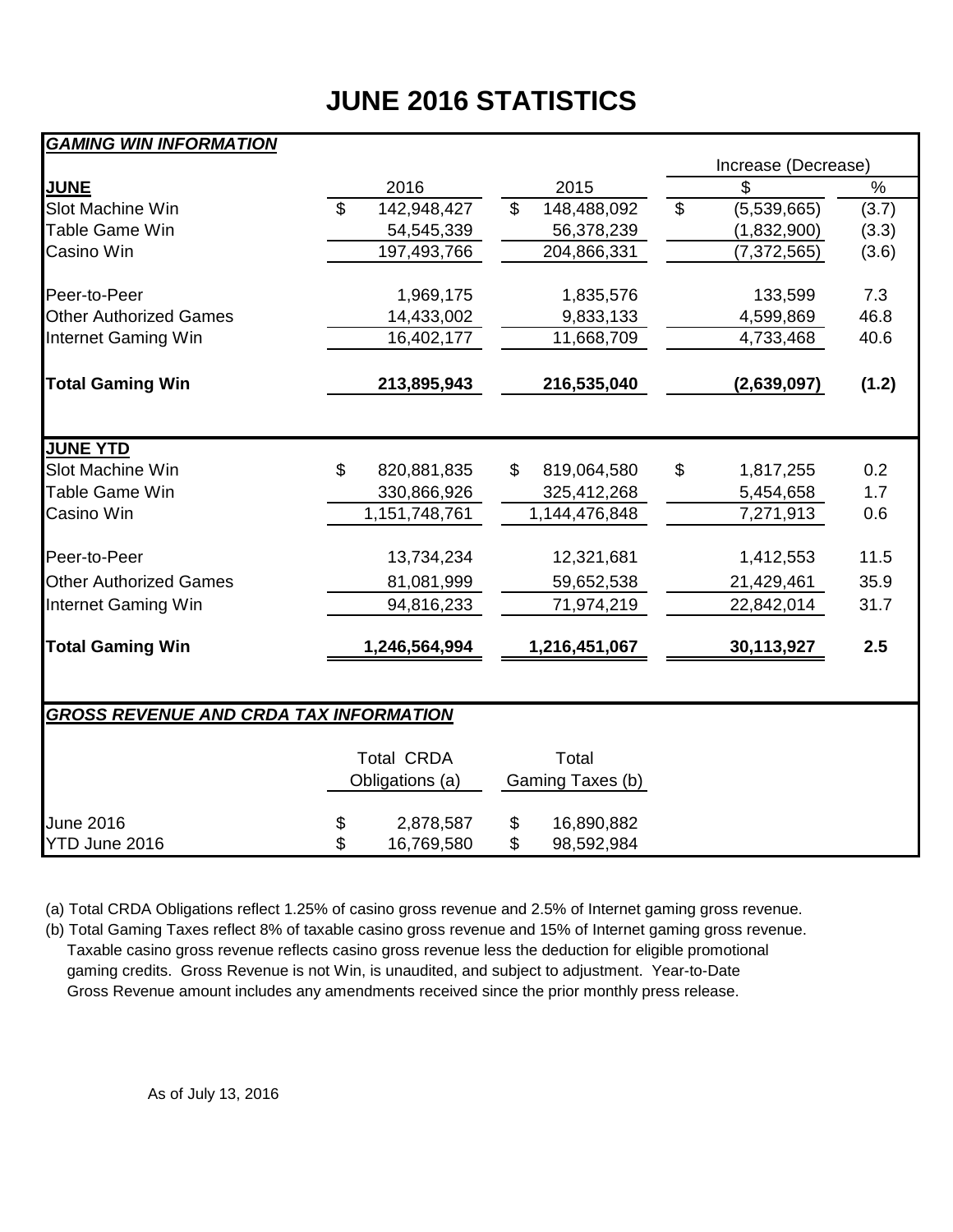# JUNE 2016 STATISTICS

***GAMING WIN INFORMATION***

| | | | Increase (Decrease) | |
|---|---|---|---|---|
| **JUNE** | 2016 | 2015 | $ | % |
| Slot Machine Win | $ 142,948,427 | $ 148,488,092 | $ (5,539,665) | (3.7) |
| Table Game Win | 54,545,339 | 56,378,239 | (1,832,900) | (3.3) |
| Casino Win | 197,493,766 | 204,866,331 | (7,372,565) | (3.6) |
| Peer-to-Peer | 1,969,175 | 1,835,576 | 133,599 | 7.3 |
| Other Authorized Games | 14,433,002 | 9,833,133 | 4,599,869 | 46.8 |
| Internet Gaming Win | 16,402,177 | 11,668,709 | 4,733,468 | 40.6 |
| **Total Gaming Win** | **213,895,943** | **216,535,040** | **(2,639,097)** | **(1.2)** |
| **JUNE YTD** | | | | |
| Slot Machine Win | $ 820,881,835 | $ 819,064,580 | $ 1,817,255 | 0.2 |
| Table Game Win | 330,866,926 | 325,412,268 | 5,454,658 | 1.7 |
| Casino Win | 1,151,748,761 | 1,144,476,848 | 7,271,913 | 0.6 |
| Peer-to-Peer | 13,734,234 | 12,321,681 | 1,412,553 | 11.5 |
| Other Authorized Games | 81,081,999 | 59,652,538 | 21,429,461 | 35.9 |
| Internet Gaming Win | 94,816,233 | 71,974,219 | 22,842,014 | 31.7 |
| **Total Gaming Win** | **1,246,564,994** | **1,216,451,067** | **30,113,927** | **2.5** |

***GROSS REVENUE AND CRDA TAX INFORMATION***

| | Total CRDA Obligations (a) | Total Gaming Taxes (b) |
|---|---|---|
| June 2016 | $ 2,878,587 | $ 16,890,882 |
| YTD June 2016 | $ 16,769,580 | $ 98,592,984 |

(a) Total CRDA Obligations reflect 1.25% of casino gross revenue and 2.5% of Internet gaming gross revenue.

(b) Total Gaming Taxes reflect 8% of taxable casino gross revenue and 15% of Internet gaming gross revenue. Taxable casino gross revenue reflects casino gross revenue less the deduction for eligible promotional gaming credits. Gross Revenue is not Win, is unaudited, and subject to adjustment. Year-to-Date Gross Revenue amount includes any amendments received since the prior monthly press release.

As of July 13, 2016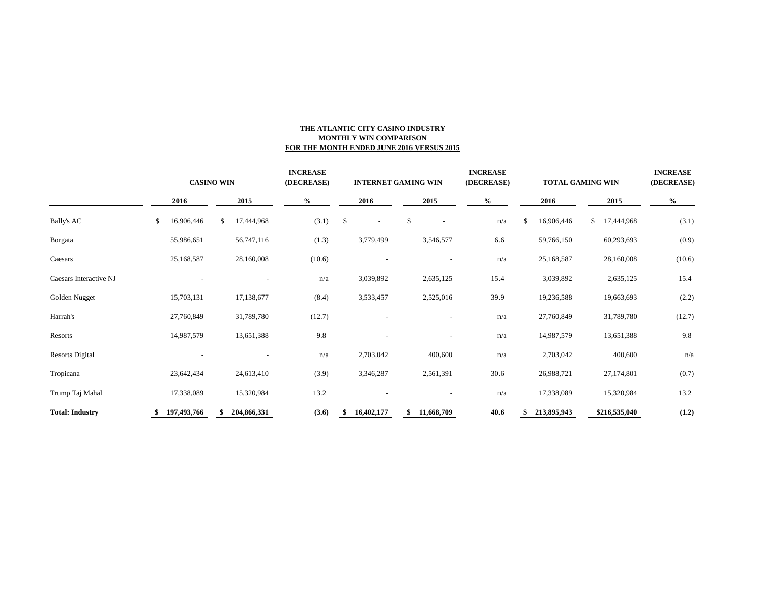**THE ATLANTIC CITY CASINO INDUSTRY**
**MONTHLY WIN COMPARISON**
**FOR THE MONTH ENDED JUNE 2016 VERSUS 2015**

| | CASINO WIN | | INCREASE (DECREASE) | INTERNET GAMING WIN | | INCREASE (DECREASE) | TOTAL GAMING WIN | | INCREASE (DECREASE) |
|---|---|---|---|---|---|---|---|---|---|
| | 2016 | 2015 | % | 2016 | 2015 | % | 2016 | 2015 | % |
| Bally's AC | $ 16,906,446 | $ 17,444,968 | (3.1) | $ - | $ - | n/a | $ 16,906,446 | $ 17,444,968 | (3.1) |
| Borgata | 55,986,651 | 56,747,116 | (1.3) | 3,779,499 | 3,546,577 | 6.6 | 59,766,150 | 60,293,693 | (0.9) |
| Caesars | 25,168,587 | 28,160,008 | (10.6) | - | - | n/a | 25,168,587 | 28,160,008 | (10.6) |
| Caesars Interactive NJ | - | - | n/a | 3,039,892 | 2,635,125 | 15.4 | 3,039,892 | 2,635,125 | 15.4 |
| Golden Nugget | 15,703,131 | 17,138,677 | (8.4) | 3,533,457 | 2,525,016 | 39.9 | 19,236,588 | 19,663,693 | (2.2) |
| Harrah's | 27,760,849 | 31,789,780 | (12.7) | - | - | n/a | 27,760,849 | 31,789,780 | (12.7) |
| Resorts | 14,987,579 | 13,651,388 | 9.8 | - | - | n/a | 14,987,579 | 13,651,388 | 9.8 |
| Resorts Digital | - | - | n/a | 2,703,042 | 400,600 | n/a | 2,703,042 | 400,600 | n/a |
| Tropicana | 23,642,434 | 24,613,410 | (3.9) | 3,346,287 | 2,561,391 | 30.6 | 26,988,721 | 27,174,801 | (0.7) |
| Trump Taj Mahal | 17,338,089 | 15,320,984 | 13.2 | - | - | n/a | 17,338,089 | 15,320,984 | 13.2 |
| **Total: Industry** | **$ 197,493,766** | **$ 204,866,331** | **(3.6)** | **$ 16,402,177** | **$ 11,668,709** | **40.6** | **$ 213,895,943** | **$216,535,040** | **(1.2)** |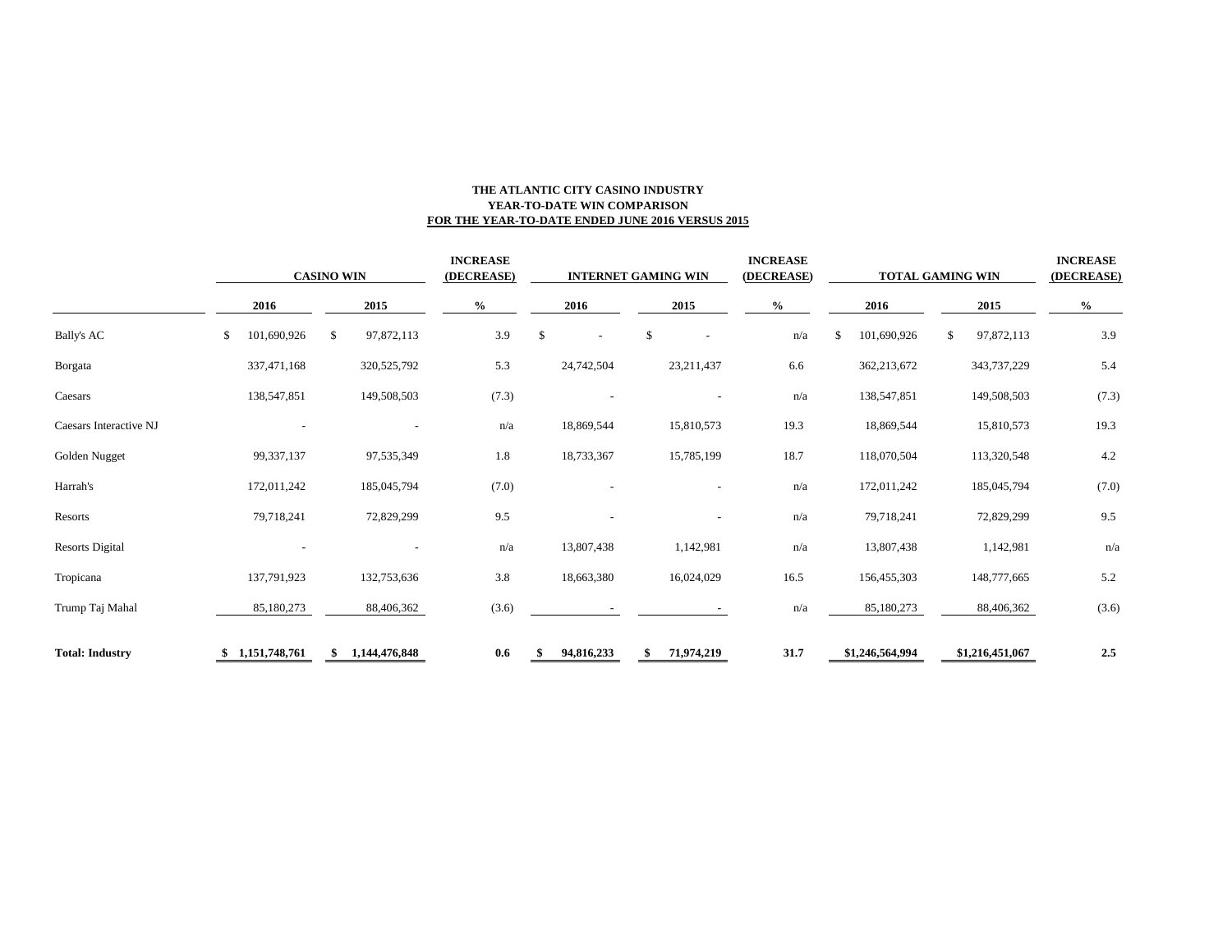**THE ATLANTIC CITY CASINO INDUSTRY**
**YEAR-TO-DATE WIN COMPARISON**
**FOR THE YEAR-TO-DATE ENDED JUNE 2016 VERSUS 2015**

| | CASINO WIN | | INCREASE (DECREASE) | INTERNET GAMING WIN | | INCREASE (DECREASE) | TOTAL GAMING WIN | | INCREASE (DECREASE) |
|---|---|---|---|---|---|---|---|---|---|
| | 2016 | 2015 | % | 2016 | 2015 | % | 2016 | 2015 | % |
| Bally's AC | $ 101,690,926 | $ 97,872,113 | 3.9 | $ - | $ - | n/a | $ 101,690,926 | $ 97,872,113 | 3.9 |
| Borgata | 337,471,168 | 320,525,792 | 5.3 | 24,742,504 | 23,211,437 | 6.6 | 362,213,672 | 343,737,229 | 5.4 |
| Caesars | 138,547,851 | 149,508,503 | (7.3) | - | - | n/a | 138,547,851 | 149,508,503 | (7.3) |
| Caesars Interactive NJ | - | - | n/a | 18,869,544 | 15,810,573 | 19.3 | 18,869,544 | 15,810,573 | 19.3 |
| Golden Nugget | 99,337,137 | 97,535,349 | 1.8 | 18,733,367 | 15,785,199 | 18.7 | 118,070,504 | 113,320,548 | 4.2 |
| Harrah's | 172,011,242 | 185,045,794 | (7.0) | - | - | n/a | 172,011,242 | 185,045,794 | (7.0) |
| Resorts | 79,718,241 | 72,829,299 | 9.5 | - | - | n/a | 79,718,241 | 72,829,299 | 9.5 |
| Resorts Digital | - | - | n/a | 13,807,438 | 1,142,981 | n/a | 13,807,438 | 1,142,981 | n/a |
| Tropicana | 137,791,923 | 132,753,636 | 3.8 | 18,663,380 | 16,024,029 | 16.5 | 156,455,303 | 148,777,665 | 5.2 |
| Trump Taj Mahal | 85,180,273 | 88,406,362 | (3.6) | - | - | n/a | 85,180,273 | 88,406,362 | (3.6) |
| **Total: Industry** | **$ 1,151,748,761** | **$ 1,144,476,848** | **0.6** | **$ 94,816,233** | **$ 71,974,219** | **31.7** | **$1,246,564,994** | **$1,216,451,067** | **2.5** |